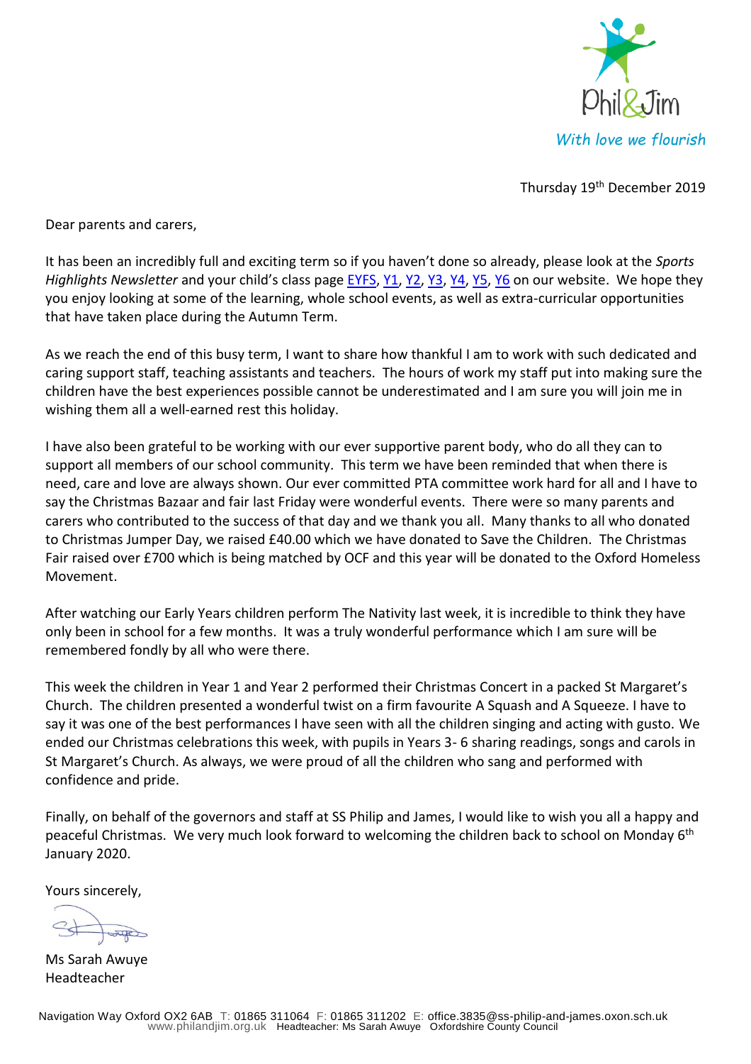Phil&Jim

*With love we flourish*

Thursday 19th December 2019

Dear parents and carers,

It has been an incredibly full and exciting term so if you haven't done so already, please look at the *Sports Highlights Newsletter* and your child's class page EYFS, Y1, Y2, Y3, Y4, Y5, Y6 on our website. We hope they you enjoy looking at some of the learning, whole school events, as well as extra-curricular opportunities that have taken place during the Autumn Term.

As we reach the end of this busy term, I want to share how thankful I am to work with such dedicated and caring support staff, teaching assistants and teachers. The hours of work my staff put into making sure the children have the best experiences possible cannot be underestimated and I am sure you will join me in wishing them all a well-earned rest this holiday.

I have also been grateful to be working with our ever supportive parent body, who do all they can to support all members of our school community. This term we have been reminded that when there is need, care and love are always shown. Our ever committed PTA committee work hard for all and I have to say the Christmas Bazaar and fair last Friday were wonderful events. There were so many parents and carers who contributed to the success of that day and we thank you all. Many thanks to all who donated to Christmas Jumper Day, we raised £40.00 which we have donated to Save the Children. The Christmas Fair raised over £700 which is being matched by OCF and this year will be donated to the Oxford Homeless Movement.

After watching our Early Years children perform The Nativity last week, it is incredible to think they have only been in school for a few months. It was a truly wonderful performance which I am sure will be remembered fondly by all who were there.

This week the children in Year 1 and Year 2 performed their Christmas Concert in a packed St Margaret's Church. The children presented a wonderful twist on a firm favourite A Squash and A Squeeze. I have to say it was one of the best performances I have seen with all the children singing and acting with gusto. We ended our Christmas celebrations this week, with pupils in Years 3- 6 sharing readings, songs and carols in St Margaret's Church. As always, we were proud of all the children who sang and performed with confidence and pride.

Finally, on behalf of the governors and staff at SS Philip and James, I would like to wish you all a happy and peaceful Christmas. We very much look forward to welcoming the children back to school on Monday 6th January 2020.

Yours sincerely,

Ms Sarah Awuye
Headteacher

Navigation Way Oxford OX2 6AB T: 01865 311064 F: 01865 311202 E: office.3835@ss-philip-and-james.oxon.sch.uk
www.philandjim.org.uk Headteacher: Ms Sarah Awuye Oxfordshire County Council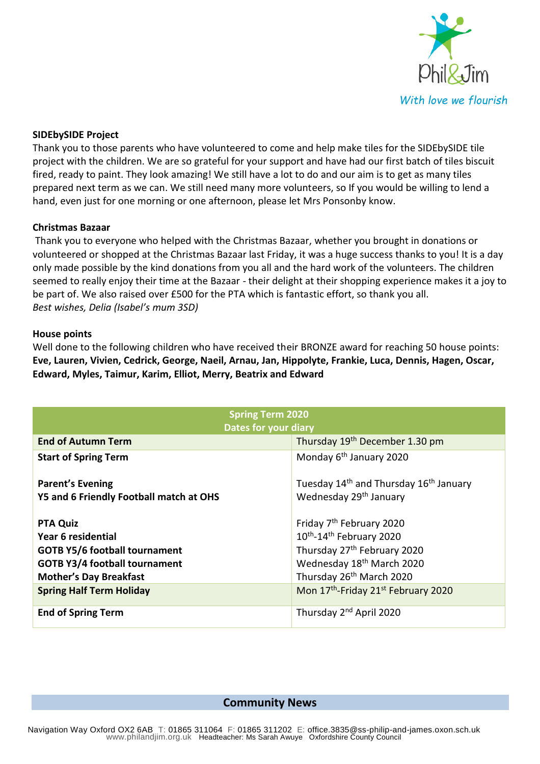Phil&Jim

*With love we flourish*

**SIDEbySIDE Project**

Thank you to those parents who have volunteered to come and help make tiles for the SIDEbySIDE tile project with the children. We are so grateful for your support and have had our first batch of tiles biscuit fired, ready to paint. They look amazing! We still have a lot to do and our aim is to get as many tiles prepared next term as we can. We still need many more volunteers, so If you would be willing to lend a hand, even just for one morning or one afternoon, please let Mrs Ponsonby know.

**Christmas Bazaar**

Thank you to everyone who helped with the Christmas Bazaar, whether you brought in donations or volunteered or shopped at the Christmas Bazaar last Friday, it was a huge success thanks to you! It is a day only made possible by the kind donations from you all and the hard work of the volunteers. The children seemed to really enjoy their time at the Bazaar - their delight at their shopping experience makes it a joy to be part of. We also raised over £500 for the PTA which is fantastic effort, so thank you all.
*Best wishes, Delia (Isabel's mum 3SD)*

**House points**

Well done to the following children who have received their BRONZE award for reaching 50 house points:
**Eve, Lauren, Vivien, Cedrick, George, Naeil, Arnau, Jan, Hippolyte, Frankie, Luca, Dennis, Hagen, Oscar, Edward, Myles, Taimur, Karim, Elliot, Merry, Beatrix and Edward**

| Spring Term 2020 Dates for your diary | |
|---|---|
| **End of Autumn Term** | Thursday 19th December 1.30 pm |
| **Start of Spring Term** | Monday 6th January 2020 |
| **Parent's Evening** | Tuesday 14th and Thursday 16th January |
| **Y5 and 6 Friendly Football match at OHS** | Wednesday 29th January |
| **PTA Quiz** | Friday 7th February 2020 |
| **Year 6 residential** | 10th-14th February 2020 |
| **GOTB Y5/6 football tournament** | Thursday 27th February 2020 |
| **GOTB Y3/4 football tournament** | Wednesday 18th March 2020 |
| **Mother's Day Breakfast** | Thursday 26th March 2020 |
| **Spring Half Term Holiday** | Mon 17th-Friday 21st February 2020 |
| **End of Spring Term** | Thursday 2nd April 2020 |

## Community News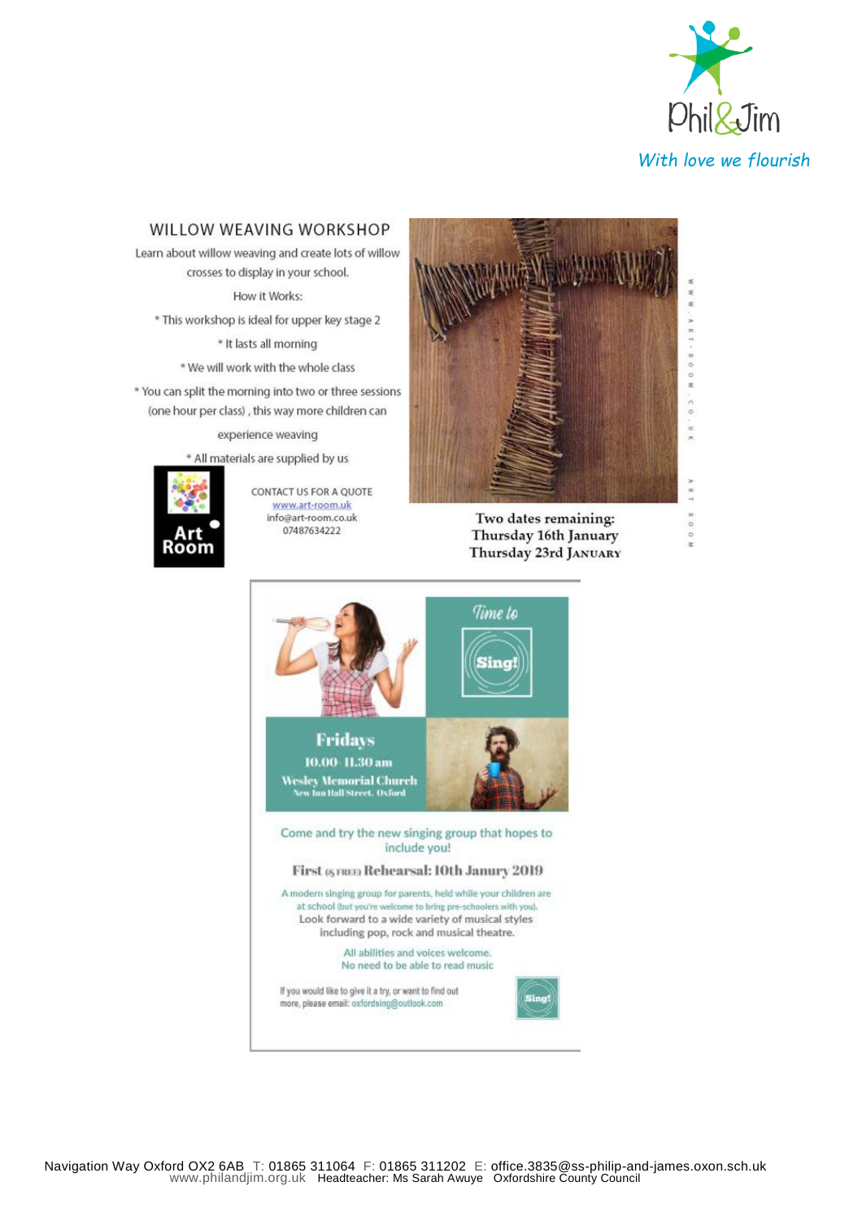Phil&Jim

*With love we flourish*

## WILLOW WEAVING WORKSHOP

Learn about willow weaving and create lots of willow crosses to display in your school.

How it Works:

* This workshop is ideal for upper key stage 2
* It lasts all morning
* We will work with the whole class
* You can split the morning into two or three sessions (one hour per class), this way more children can experience weaving
* All materials are supplied by us

Art Room

CONTACT US FOR A QUOTE
www.art-room.uk
info@art-room.co.uk
07487634222

Two dates remaining:
Thursday 16th January
Thursday 23rd January

## Time to Sing!

**Fridays**
**10.00-11.30 am**
**Wesley Memorial Church**
New Inn Hall Street, Oxford

Come and try the new singing group that hopes to include you!

**First (& FREE) Rehearsal: 10th Janury 2019**

A modern singing group for parents, held while your children are at school (but you're welcome to bring pre-schoolers with you).
Look forward to a wide variety of musical styles including pop, rock and musical theatre.

All abilities and voices welcome.
No need to be able to read music

If you would like to give it a try, or want to find out more, please email: oxfordsing@outlook.com

Navigation Way Oxford OX2 6AB T: 01865 311064 F: 01865 311202 E: office.3835@ss-philip-and-james.oxon.sch.uk
www.philandjim.org.uk Headteacher: Ms Sarah Awuye Oxfordshire County Council